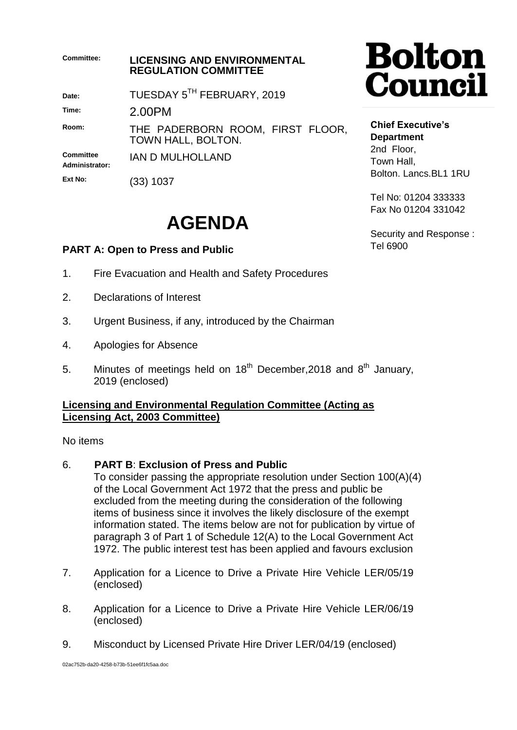| | |
|---|---|
| **Committee:** | **LICENSING AND ENVIRONMENTAL REGULATION COMMITTEE** |
| **Date:** | TUESDAY 5TH FEBRUARY, 2019 |
| **Time:** | 2.00PM |
| **Room:** | THE PADERBORN ROOM, FIRST FLOOR, TOWN HALL, BOLTON. |
| **Committee Administrator:** | IAN D MULHOLLAND |
| **Ext No:** | (33) 1037 |

**Bolton Council**

**Chief Executive's Department**
2nd Floor,
Town Hall,
Bolton. Lancs.BL1 1RU

Tel No: 01204 333333
Fax No 01204 331042

Security and Response : Tel 6900

# AGENDA

## PART A: Open to Press and Public

1. Fire Evacuation and Health and Safety Procedures

2. Declarations of Interest

3. Urgent Business, if any, introduced by the Chairman

4. Apologies for Absence

5. Minutes of meetings held on 18th December,2018 and 8th January, 2019 (enclosed)

**Licensing and Environmental Regulation Committee (Acting as Licensing Act, 2003 Committee)**

No items

6. **PART B**: **Exclusion of Press and Public**
   To consider passing the appropriate resolution under Section 100(A)(4) of the Local Government Act 1972 that the press and public be excluded from the meeting during the consideration of the following items of business since it involves the likely disclosure of the exempt information stated. The items below are not for publication by virtue of paragraph 3 of Part 1 of Schedule 12(A) to the Local Government Act 1972. The public interest test has been applied and favours exclusion

7. Application for a Licence to Drive a Private Hire Vehicle LER/05/19 (enclosed)

8. Application for a Licence to Drive a Private Hire Vehicle LER/06/19 (enclosed)

9. Misconduct by Licensed Private Hire Driver LER/04/19 (enclosed)

02ac752b-da20-4258-b73b-51ee6f1fc5aa.doc